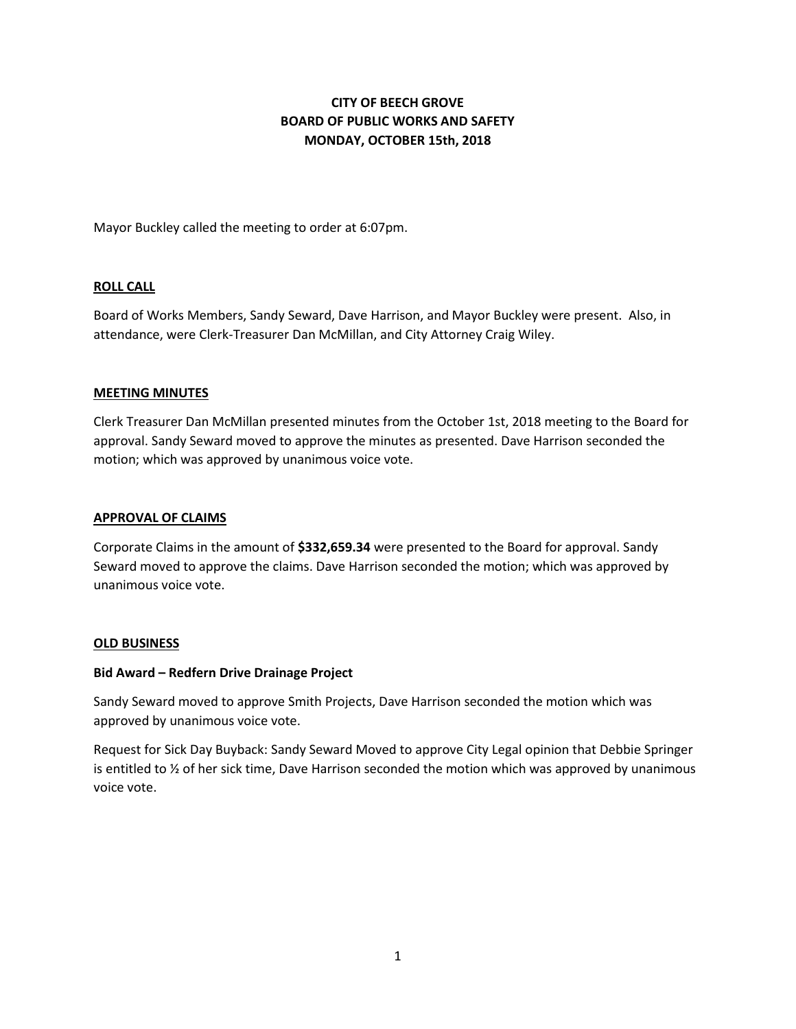# CITY OF BEECH GROVE
# BOARD OF PUBLIC WORKS AND SAFETY
# MONDAY, OCTOBER 15th, 2018

Mayor Buckley called the meeting to order at 6:07pm.

## ROLL CALL

Board of Works Members, Sandy Seward, Dave Harrison, and Mayor Buckley were present. Also, in attendance, were Clerk-Treasurer Dan McMillan, and City Attorney Craig Wiley.

## MEETING MINUTES

Clerk Treasurer Dan McMillan presented minutes from the October 1st, 2018 meeting to the Board for approval. Sandy Seward moved to approve the minutes as presented. Dave Harrison seconded the motion; which was approved by unanimous voice vote.

## APPROVAL OF CLAIMS

Corporate Claims in the amount of **$332,659.34** were presented to the Board for approval. Sandy Seward moved to approve the claims. Dave Harrison seconded the motion; which was approved by unanimous voice vote.

## OLD BUSINESS

### Bid Award – Redfern Drive Drainage Project

Sandy Seward moved to approve Smith Projects, Dave Harrison seconded the motion which was approved by unanimous voice vote.

Request for Sick Day Buyback: Sandy Seward Moved to approve City Legal opinion that Debbie Springer is entitled to ½ of her sick time, Dave Harrison seconded the motion which was approved by unanimous voice vote.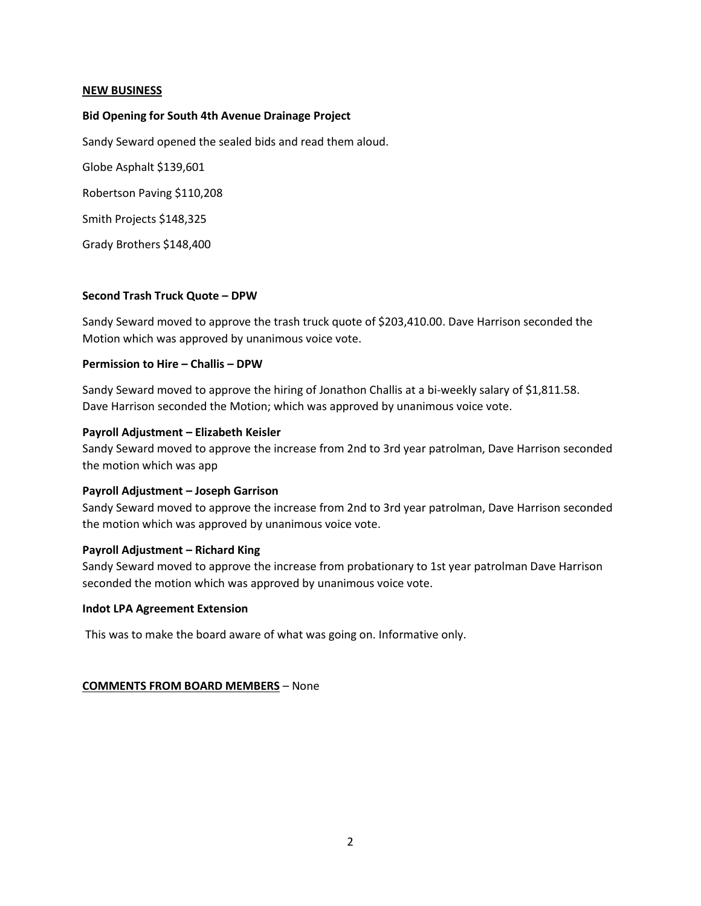## NEW BUSINESS

### Bid Opening for South 4th Avenue Drainage Project

Sandy Seward opened the sealed bids and read them aloud.

Globe Asphalt $139,601

Robertson Paving $110,208

Smith Projects $148,325

Grady Brothers $148,400

### Second Trash Truck Quote – DPW

Sandy Seward moved to approve the trash truck quote of $203,410.00. Dave Harrison seconded the Motion which was approved by unanimous voice vote.

### Permission to Hire – Challis – DPW

Sandy Seward moved to approve the hiring of Jonathon Challis at a bi-weekly salary of $1,811.58. Dave Harrison seconded the Motion; which was approved by unanimous voice vote.

### Payroll Adjustment – Elizabeth Keisler

Sandy Seward moved to approve the increase from 2nd to 3rd year patrolman, Dave Harrison seconded the motion which was app

### Payroll Adjustment – Joseph Garrison

Sandy Seward moved to approve the increase from 2nd to 3rd year patrolman, Dave Harrison seconded the motion which was approved by unanimous voice vote.

### Payroll Adjustment – Richard King

Sandy Seward moved to approve the increase from probationary to 1st year patrolman Dave Harrison seconded the motion which was approved by unanimous voice vote.

### Indot LPA Agreement Extension

This was to make the board aware of what was going on. Informative only.

**COMMENTS FROM BOARD MEMBERS** – None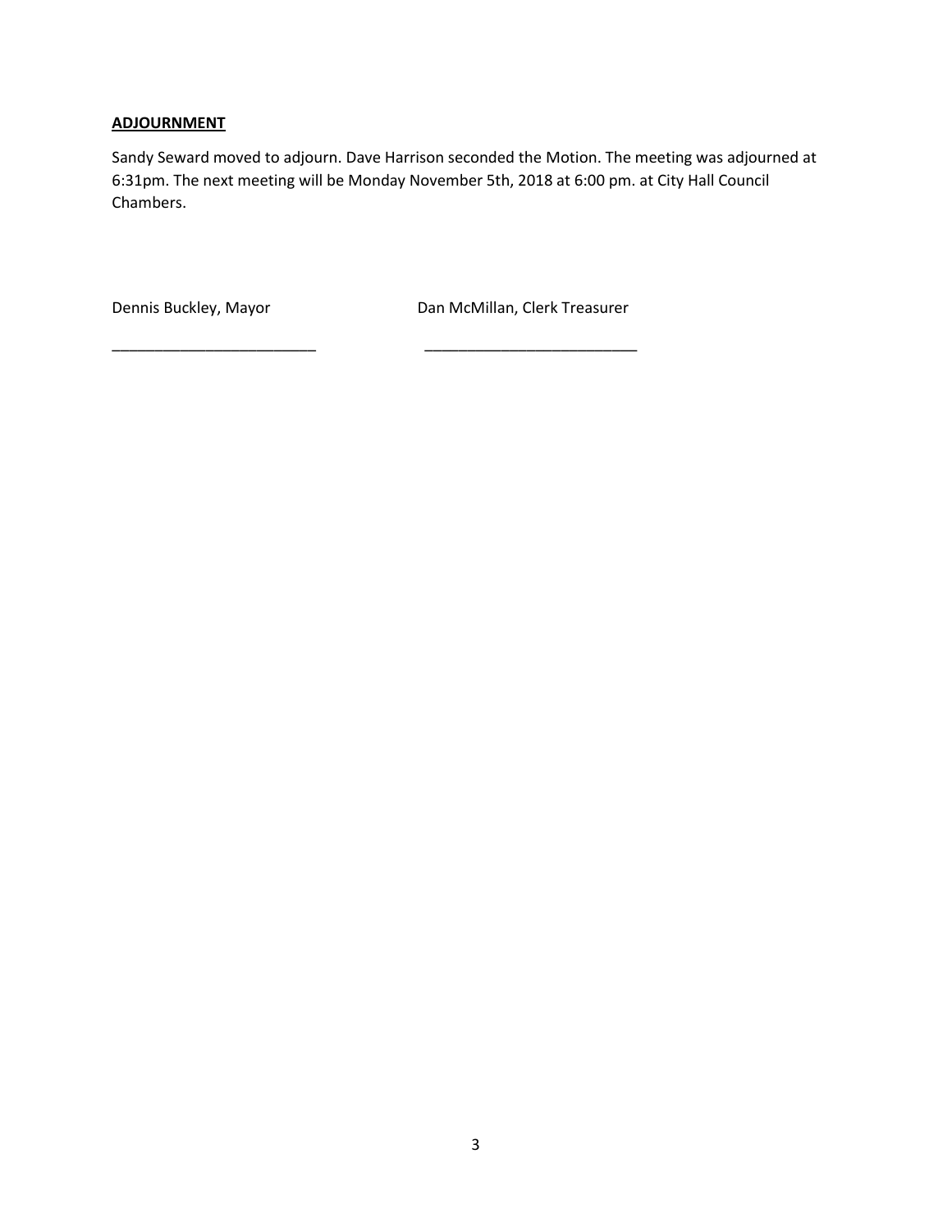**ADJOURNMENT**

Sandy Seward moved to adjourn. Dave Harrison seconded the Motion. The meeting was adjourned at 6:31pm. The next meeting will be Monday November 5th, 2018 at 6:00 pm. at City Hall Council Chambers.

Dennis Buckley, Mayor

_________________________

Dan McMillan, Clerk Treasurer

_________________________